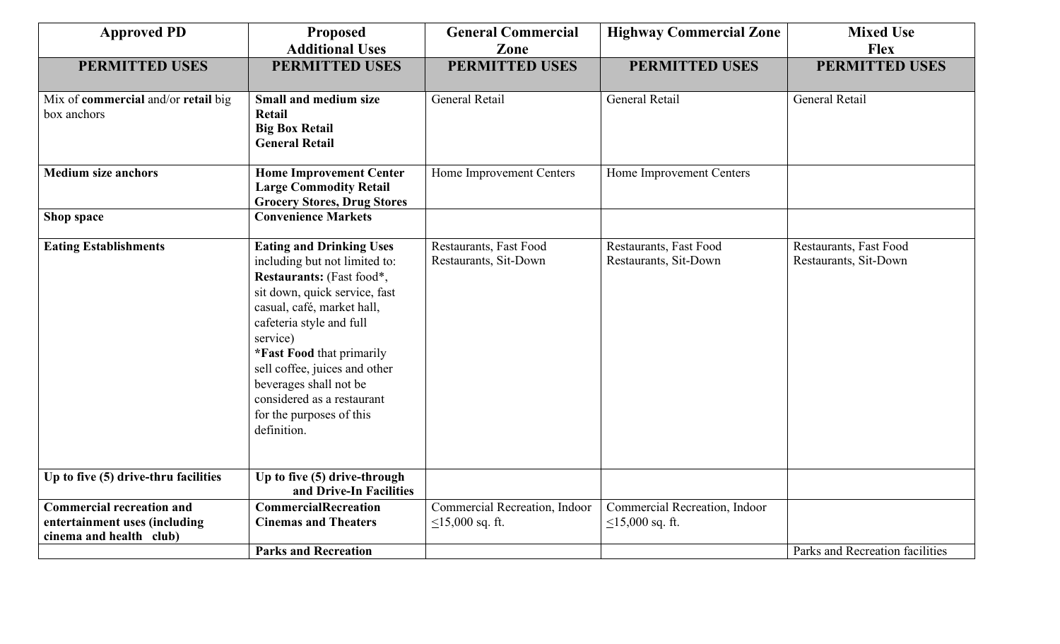| **Approved PD** | **Proposed Additional Uses** | **General Commercial Zone** | **Highway Commercial Zone** | **Mixed Use Flex** |
|---|---|---|---|---|
| **PERMITTED USES** | **PERMITTED USES** | **PERMITTED USES** | **PERMITTED USES** | **PERMITTED USES** |
| Mix of **commercial** and/or **retail** big box anchors | **Small and medium size Retail**<br>**Big Box Retail**<br>**General Retail** | General Retail | General Retail | General Retail |
| **Medium size anchors** | **Home Improvement Center**<br>**Large Commodity Retail**<br>**Grocery Stores, Drug Stores** | Home Improvement Centers | Home Improvement Centers | |
| **Shop space** | **Convenience Markets** | | | |
| **Eating Establishments** | **Eating and Drinking Uses** including but not limited to: **Restaurants:** (Fast food*, sit down, quick service, fast casual, café, market hall, cafeteria style and full service)<br>***Fast Food** that primarily sell coffee, juices and other beverages shall not be considered as a restaurant for the purposes of this definition. | Restaurants, Fast Food<br>Restaurants, Sit-Down | Restaurants, Fast Food<br>Restaurants, Sit-Down | Restaurants, Fast Food<br>Restaurants, Sit-Down |
| **Up to five (5) drive-thru facilities** | **Up to five (5) drive-through and Drive-In Facilities** | | | |
| **Commercial recreation and entertainment uses (including cinema and health club)** | **CommercialRecreation**<br>**Cinemas and Theaters** | Commercial Recreation, Indoor ≤15,000 sq. ft. | Commercial Recreation, Indoor ≤15,000 sq. ft. | |
| | **Parks and Recreation** | | | Parks and Recreation facilities |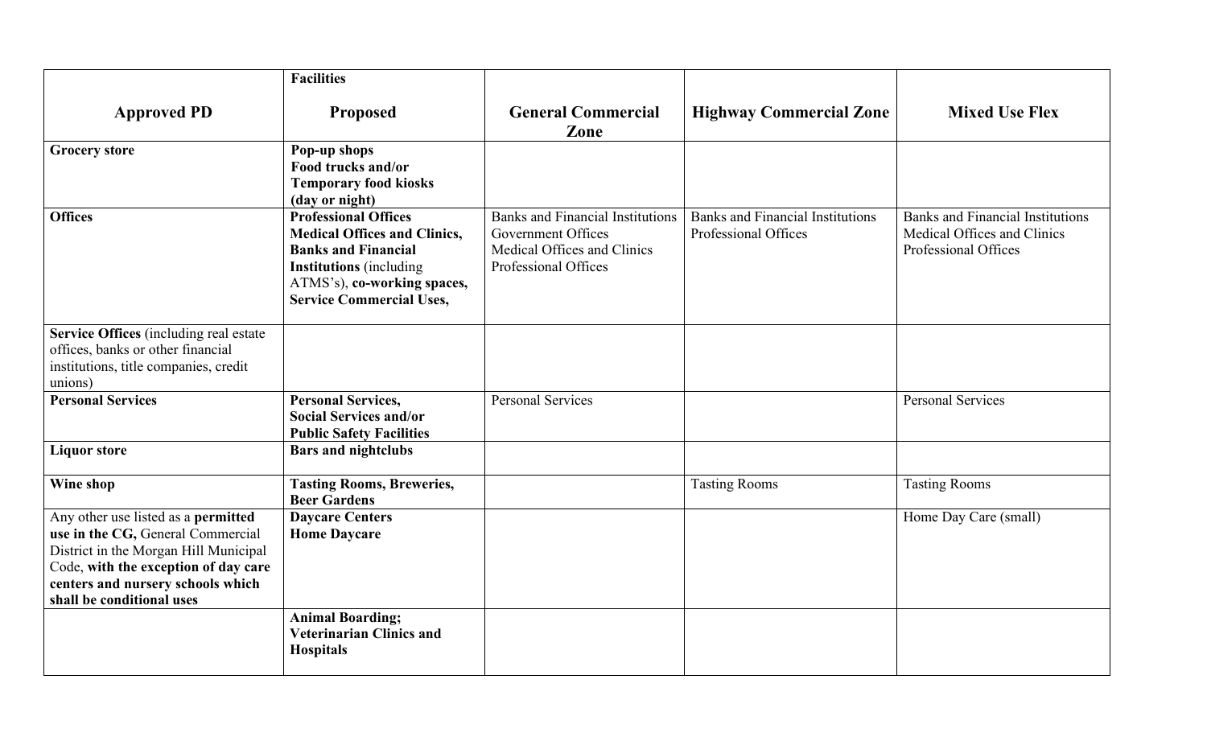| Approved PD | Facilities<br><br>Proposed | General Commercial Zone | Highway Commercial Zone | Mixed Use Flex |
|---|---|---|---|---|
| **Grocery store** | **Pop-up shops**<br>**Food trucks and/or**<br>**Temporary food kiosks**<br>**(day or night)** | | | |
| **Offices** | **Professional Offices**<br>**Medical Offices and Clinics,**<br>**Banks and Financial Institutions** (including ATMS's), **co-working spaces,**<br>**Service Commercial Uses,** | Banks and Financial Institutions<br>Government Offices<br>Medical Offices and Clinics<br>Professional Offices | Banks and Financial Institutions<br>Professional Offices | Banks and Financial Institutions<br>Medical Offices and Clinics<br>Professional Offices |
| **Service Offices** (including real estate offices, banks or other financial institutions, title companies, credit unions) | | | | |
| **Personal Services** | **Personal Services,**<br>**Social Services and/or**<br>**Public Safety Facilities** | Personal Services | | Personal Services |
| **Liquor store** | **Bars and nightclubs** | | | |
| **Wine shop** | **Tasting Rooms, Breweries, Beer Gardens** | | Tasting Rooms | Tasting Rooms |
| Any other use listed as a **permitted use in the CG,** General Commercial District in the Morgan Hill Municipal Code, **with the exception of day care centers and nursery schools which shall be conditional uses** | **Daycare Centers**<br>**Home Daycare** | | | Home Day Care (small) |
| | **Animal Boarding;**<br>**Veterinarian Clinics and Hospitals** | | | |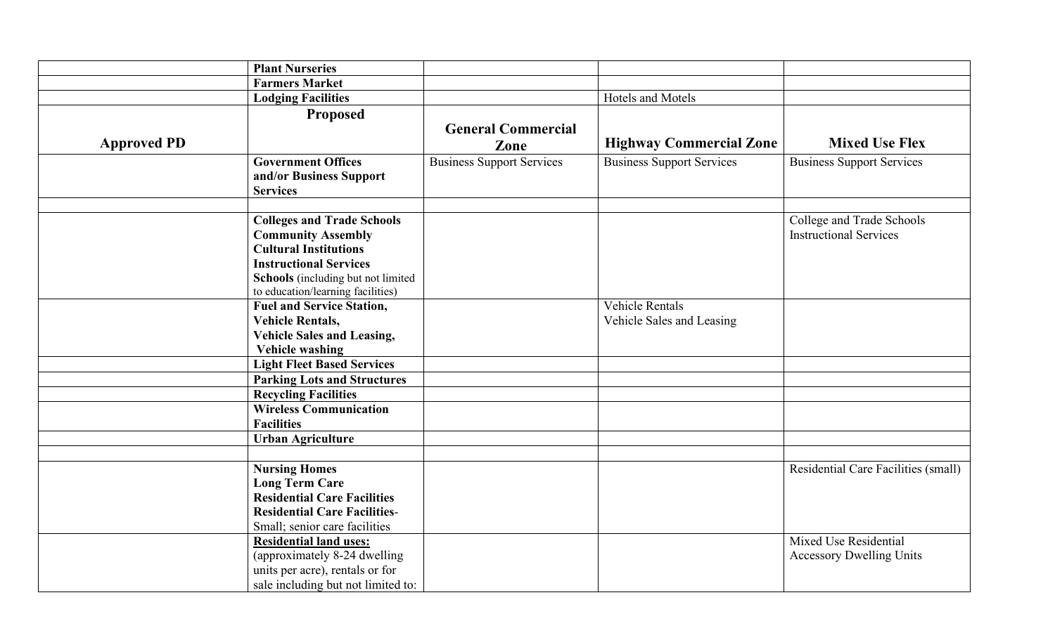| | **Plant Nurseries** | | | |
|---|---|---|---|---|
| | **Farmers Market** | | | |
| | **Lodging Facilities** | | Hotels and Motels | |
| **Approved PD** | **Proposed** | **General Commercial Zone** | **Highway Commercial Zone** | **Mixed Use Flex** |
| | **Government Offices and/or Business Support Services** | Business Support Services | Business Support Services | Business Support Services |
| | | | | |
| | **Colleges and Trade Schools**<br>**Community Assembly**<br>**Cultural Institutions**<br>**Instructional Services**<br>**Schools** (including but not limited to education/learning facilities) | | | College and Trade Schools<br>Instructional Services |
| | **Fuel and Service Station,**<br>**Vehicle Rentals,**<br>**Vehicle Sales and Leasing,**<br>**Vehicle washing** | | Vehicle Rentals<br>Vehicle Sales and Leasing | |
| | **Light Fleet Based Services** | | | |
| | **Parking Lots and Structures** | | | |
| | **Recycling Facilities** | | | |
| | **Wireless Communication Facilities** | | | |
| | **Urban Agriculture** | | | |
| | | | | |
| | **Nursing Homes**<br>**Long Term Care**<br>**Residential Care Facilities**<br>**Residential Care Facilities-** Small; senior care facilities | | | Residential Care Facilities (small) |
| | **<u>Residential land uses:</u>** (approximately 8-24 dwelling units per acre), rentals or for sale including but not limited to: | | | Mixed Use Residential<br>Accessory Dwelling Units |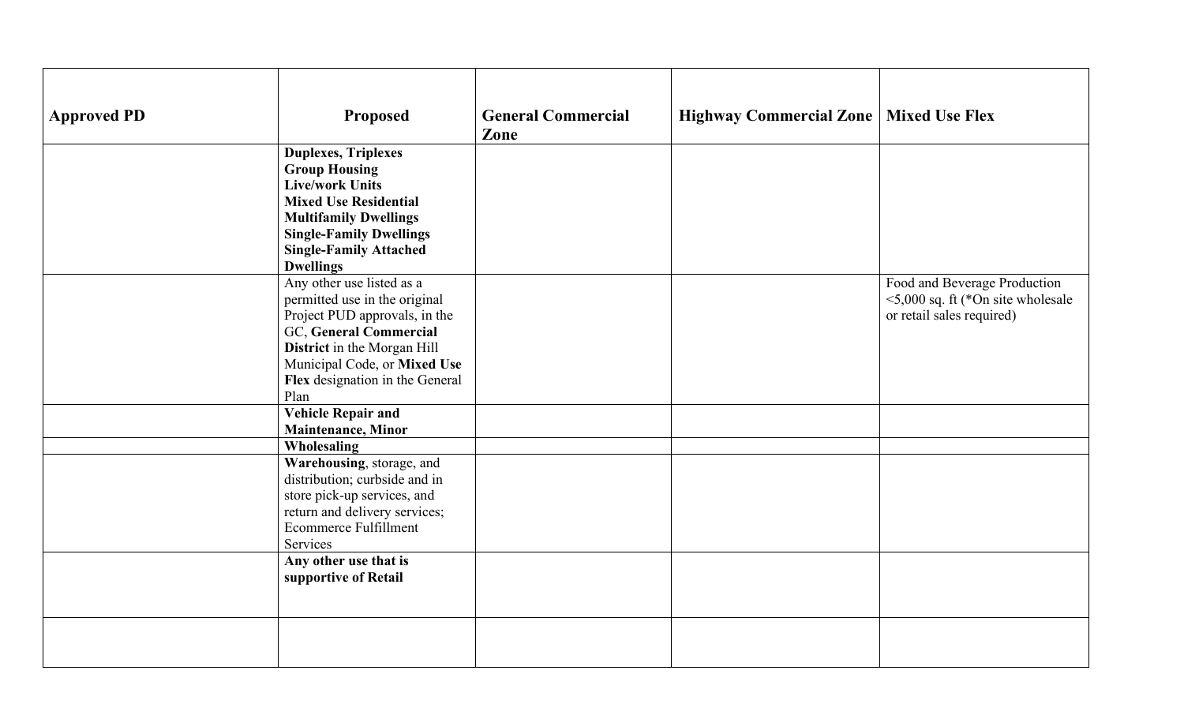| Approved PD | Proposed | General Commercial Zone | Highway Commercial Zone | Mixed Use Flex |
| --- | --- | --- | --- | --- |
| | **Duplexes, Triplexes**<br>**Group Housing**<br>**Live/work Units**<br>**Mixed Use Residential**<br>**Multifamily Dwellings**<br>**Single-Family Dwellings**<br>**Single-Family Attached Dwellings** | | | |
| | Any other use listed as a permitted use in the original Project PUD approvals, in the GC, **General Commercial District** in the Morgan Hill Municipal Code, or **Mixed Use Flex** designation in the General Plan | | | Food and Beverage Production <5,000 sq. ft (*On site wholesale or retail sales required) |
| | **Vehicle Repair and Maintenance, Minor** | | | |
| | **Wholesaling** | | | |
| | **Warehousing**, storage, and distribution; curbside and in store pick-up services, and return and delivery services; Ecommerce Fulfillment Services | | | |
| | **Any other use that is supportive of Retail** | | | |
| | | | | |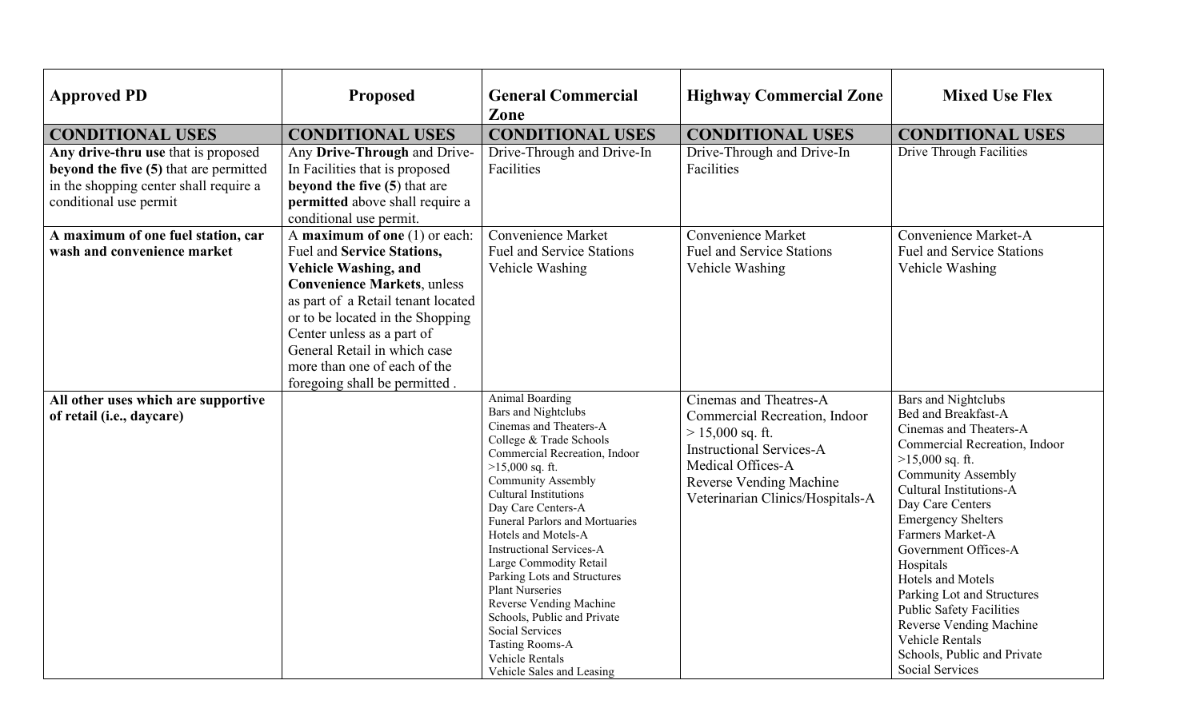| Approved PD | Proposed | General Commercial Zone | Highway Commercial Zone | Mixed Use Flex |
|---|---|---|---|---|
| **CONDITIONAL USES** | **CONDITIONAL USES** | **CONDITIONAL USES** | **CONDITIONAL USES** | **CONDITIONAL USES** |
| **Any drive-thru use** that is proposed **beyond the five (5)** that are permitted in the shopping center shall require a conditional use permit | Any **Drive-Through** and Drive-In Facilities that is proposed **beyond the five (5**) that are **permitted** above shall require a conditional use permit. | Drive-Through and Drive-In Facilities | Drive-Through and Drive-In Facilities | Drive Through Facilities |
| **A maximum of one fuel station, car wash and convenience market** | A **maximum of one** (1) or each: Fuel and **Service Stations, Vehicle Washing, and Convenience Markets**, unless as part of a Retail tenant located or to be located in the Shopping Center unless as a part of General Retail in which case more than one of each of the foregoing shall be permitted . | Convenience Market<br>Fuel and Service Stations<br>Vehicle Washing | Convenience Market<br>Fuel and Service Stations<br>Vehicle Washing | Convenience Market-A<br>Fuel and Service Stations<br>Vehicle Washing |
| **All other uses which are supportive of retail (i.e., daycare)** | | Animal Boarding<br>Bars and Nightclubs<br>Cinemas and Theaters-A<br>College & Trade Schools<br>Commercial Recreation, Indoor >15,000 sq. ft.<br>Community Assembly<br>Cultural Institutions<br>Day Care Centers-A<br>Funeral Parlors and Mortuaries<br>Hotels and Motels-A<br>Instructional Services-A<br>Large Commodity Retail<br>Parking Lots and Structures<br>Plant Nurseries<br>Reverse Vending Machine<br>Schools, Public and Private<br>Social Services<br>Tasting Rooms-A<br>Vehicle Rentals<br>Vehicle Sales and Leasing | Cinemas and Theatres-A<br>Commercial Recreation, Indoor > 15,000 sq. ft.<br>Instructional Services-A<br>Medical Offices-A<br>Reverse Vending Machine<br>Veterinarian Clinics/Hospitals-A | Bars and Nightclubs<br>Bed and Breakfast-A<br>Cinemas and Theaters-A<br>Commercial Recreation, Indoor >15,000 sq. ft.<br>Community Assembly<br>Cultural Institutions-A<br>Day Care Centers<br>Emergency Shelters<br>Farmers Market-A<br>Government Offices-A<br>Hospitals<br>Hotels and Motels<br>Parking Lot and Structures<br>Public Safety Facilities<br>Reverse Vending Machine<br>Vehicle Rentals<br>Schools, Public and Private<br>Social Services |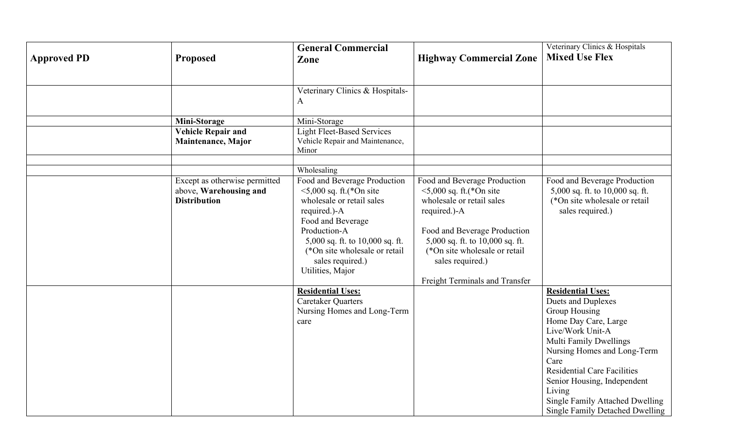| Approved PD | Proposed | General Commercial Zone | Highway Commercial Zone | Veterinary Clinics & Hospitals **Mixed Use Flex** |
|---|---|---|---|---|
| | | Veterinary Clinics & Hospitals-A | | |
| | **Mini-Storage** | Mini-Storage | | |
| | **Vehicle Repair and Maintenance, Major** | Light Fleet-Based Services<br>Vehicle Repair and Maintenance, Minor | | |
| | | | | |
| | | Wholesaling | | |
| | Except as otherwise permitted above, **Warehousing and Distribution** | Food and Beverage Production <5,000 sq. ft.(*On site wholesale or retail sales required.)-A<br>Food and Beverage Production-A<br>5,000 sq. ft. to 10,000 sq. ft. (*On site wholesale or retail sales required.)<br>Utilities, Major | Food and Beverage Production <5,000 sq. ft.(*On site wholesale or retail sales required.)-A<br><br>Food and Beverage Production 5,000 sq. ft. to 10,000 sq. ft. (*On site wholesale or retail sales required.)<br><br>Freight Terminals and Transfer | Food and Beverage Production 5,000 sq. ft. to 10,000 sq. ft. (*On site wholesale or retail sales required.) |
| | | **Residential Uses:**<br>Caretaker Quarters<br>Nursing Homes and Long-Term care | | **Residential Uses:**<br>Duets and Duplexes<br>Group Housing<br>Home Day Care, Large<br>Live/Work Unit-A<br>Multi Family Dwellings<br>Nursing Homes and Long-Term Care<br>Residential Care Facilities<br>Senior Housing, Independent Living<br>Single Family Attached Dwelling<br>Single Family Detached Dwelling |